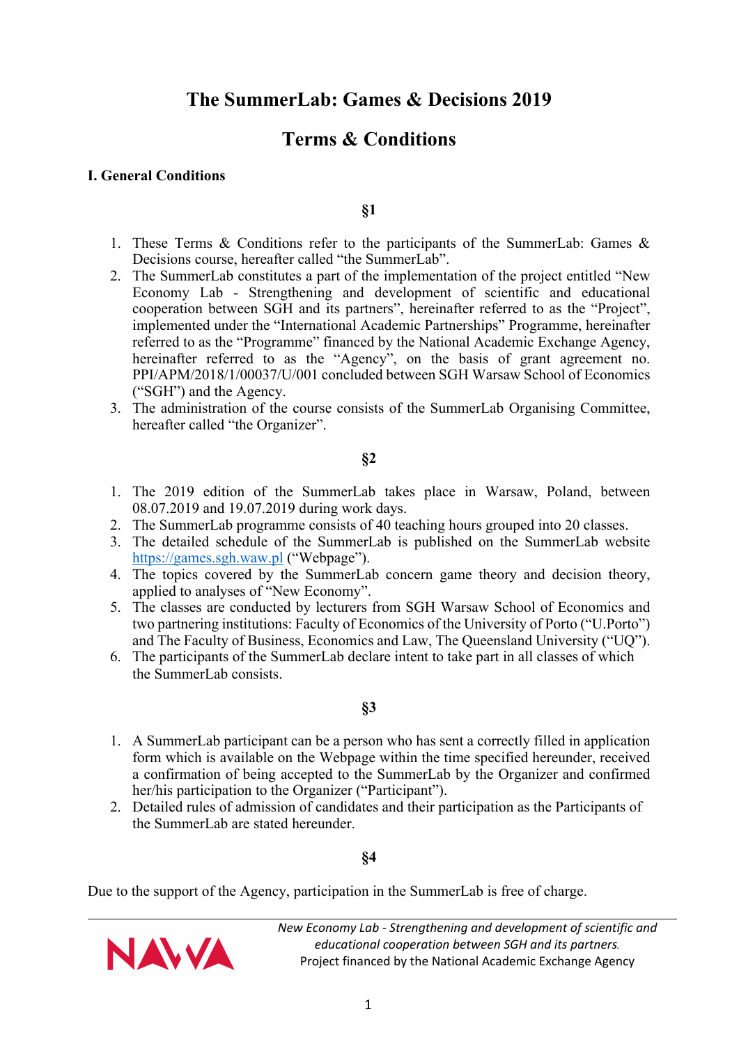# The SummerLab: Games & Decisions 2019

# Terms & Conditions

## I. General Conditions

### §1

1. These Terms & Conditions refer to the participants of the SummerLab: Games & Decisions course, hereafter called "the SummerLab".
2. The SummerLab constitutes a part of the implementation of the project entitled "New Economy Lab - Strengthening and development of scientific and educational cooperation between SGH and its partners", hereinafter referred to as the "Project", implemented under the "International Academic Partnerships" Programme, hereinafter referred to as the "Programme" financed by the National Academic Exchange Agency, hereinafter referred to as the "Agency", on the basis of grant agreement no. PPI/APM/2018/1/00037/U/001 concluded between SGH Warsaw School of Economics ("SGH") and the Agency.
3. The administration of the course consists of the SummerLab Organising Committee, hereafter called "the Organizer".

### §2

1. The 2019 edition of the SummerLab takes place in Warsaw, Poland, between 08.07.2019 and 19.07.2019 during work days.
2. The SummerLab programme consists of 40 teaching hours grouped into 20 classes.
3. The detailed schedule of the SummerLab is published on the SummerLab website https://games.sgh.waw.pl ("Webpage").
4. The topics covered by the SummerLab concern game theory and decision theory, applied to analyses of "New Economy".
5. The classes are conducted by lecturers from SGH Warsaw School of Economics and two partnering institutions: Faculty of Economics of the University of Porto ("U.Porto") and The Faculty of Business, Economics and Law, The Queensland University ("UQ").
6. The participants of the SummerLab declare intent to take part in all classes of which the SummerLab consists.

### §3

1. A SummerLab participant can be a person who has sent a correctly filled in application form which is available on the Webpage within the time specified hereunder, received a confirmation of being accepted to the SummerLab by the Organizer and confirmed her/his participation to the Organizer ("Participant").
2. Detailed rules of admission of candidates and their participation as the Participants of the SummerLab are stated hereunder.

### §4

Due to the support of the Agency, participation in the SummerLab is free of charge.

*New Economy Lab - Strengthening and development of scientific and educational cooperation between SGH and its partners.*
Project financed by the National Academic Exchange Agency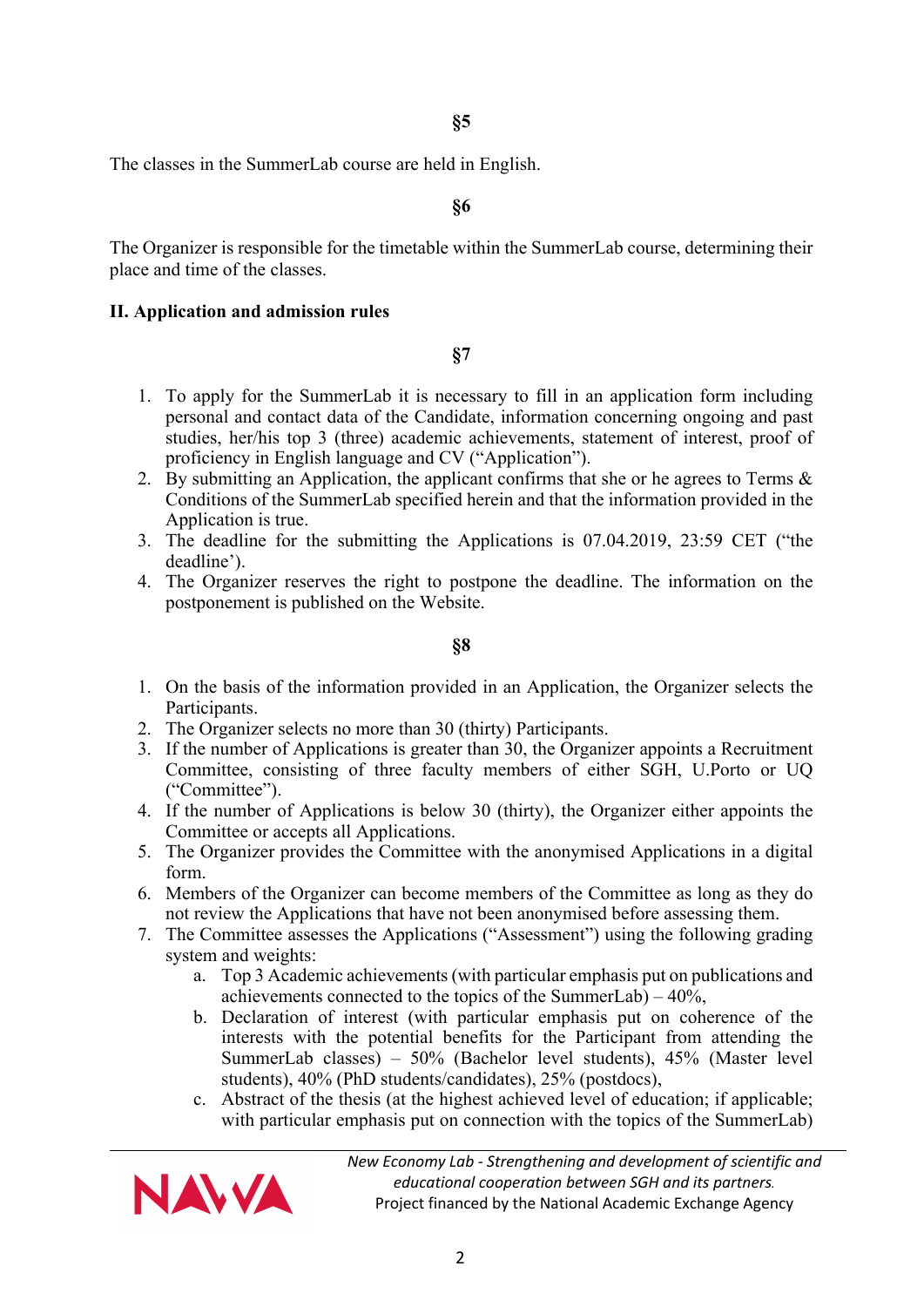§5

The classes in the SummerLab course are held in English.

§6

The Organizer is responsible for the timetable within the SummerLab course, determining their place and time of the classes.

## II. Application and admission rules

§7

1. To apply for the SummerLab it is necessary to fill in an application form including personal and contact data of the Candidate, information concerning ongoing and past studies, her/his top 3 (three) academic achievements, statement of interest, proof of proficiency in English language and CV ("Application").
2. By submitting an Application, the applicant confirms that she or he agrees to Terms & Conditions of the SummerLab specified herein and that the information provided in the Application is true.
3. The deadline for the submitting the Applications is 07.04.2019, 23:59 CET ("the deadline').
4. The Organizer reserves the right to postpone the deadline. The information on the postponement is published on the Website.

§8

1. On the basis of the information provided in an Application, the Organizer selects the Participants.
2. The Organizer selects no more than 30 (thirty) Participants.
3. If the number of Applications is greater than 30, the Organizer appoints a Recruitment Committee, consisting of three faculty members of either SGH, U.Porto or UQ ("Committee").
4. If the number of Applications is below 30 (thirty), the Organizer either appoints the Committee or accepts all Applications.
5. The Organizer provides the Committee with the anonymised Applications in a digital form.
6. Members of the Organizer can become members of the Committee as long as they do not review the Applications that have not been anonymised before assessing them.
7. The Committee assesses the Applications ("Assessment") using the following grading system and weights:
   a. Top 3 Academic achievements (with particular emphasis put on publications and achievements connected to the topics of the SummerLab) – 40%,
   b. Declaration of interest (with particular emphasis put on coherence of the interests with the potential benefits for the Participant from attending the SummerLab classes) – 50% (Bachelor level students), 45% (Master level students), 40% (PhD students/candidates), 25% (postdocs),
   c. Abstract of the thesis (at the highest achieved level of education; if applicable; with particular emphasis put on connection with the topics of the SummerLab)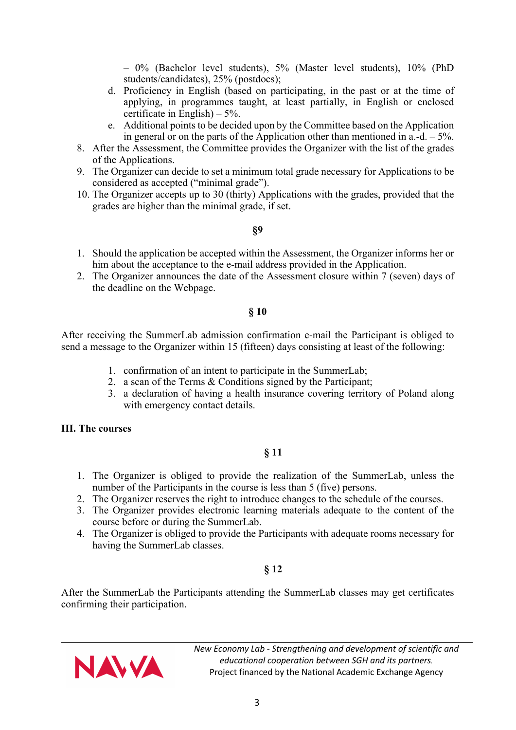– 0% (Bachelor level students), 5% (Master level students), 10% (PhD students/candidates), 25% (postdocs);

   d. Proficiency in English (based on participating, in the past or at the time of applying, in programmes taught, at least partially, in English or enclosed certificate in English) – 5%.
   e. Additional points to be decided upon by the Committee based on the Application in general or on the parts of the Application other than mentioned in a.-d. – 5%.

8. After the Assessment, the Committee provides the Organizer with the list of the grades of the Applications.
9. The Organizer can decide to set a minimum total grade necessary for Applications to be considered as accepted ("minimal grade").
10. The Organizer accepts up to 30 (thirty) Applications with the grades, provided that the grades are higher than the minimal grade, if set.

**§9**

1. Should the application be accepted within the Assessment, the Organizer informs her or him about the acceptance to the e-mail address provided in the Application.
2. The Organizer announces the date of the Assessment closure within 7 (seven) days of the deadline on the Webpage.

**§ 10**

After receiving the SummerLab admission confirmation e-mail the Participant is obliged to send a message to the Organizer within 15 (fifteen) days consisting at least of the following:

1. confirmation of an intent to participate in the SummerLab;
2. a scan of the Terms & Conditions signed by the Participant;
3. a declaration of having a health insurance covering territory of Poland along with emergency contact details.

## III. The courses

**§ 11**

1. The Organizer is obliged to provide the realization of the SummerLab, unless the number of the Participants in the course is less than 5 (five) persons.
2. The Organizer reserves the right to introduce changes to the schedule of the courses.
3. The Organizer provides electronic learning materials adequate to the content of the course before or during the SummerLab.
4. The Organizer is obliged to provide the Participants with adequate rooms necessary for having the SummerLab classes.

**§ 12**

After the SummerLab the Participants attending the SummerLab classes may get certificates confirming their participation.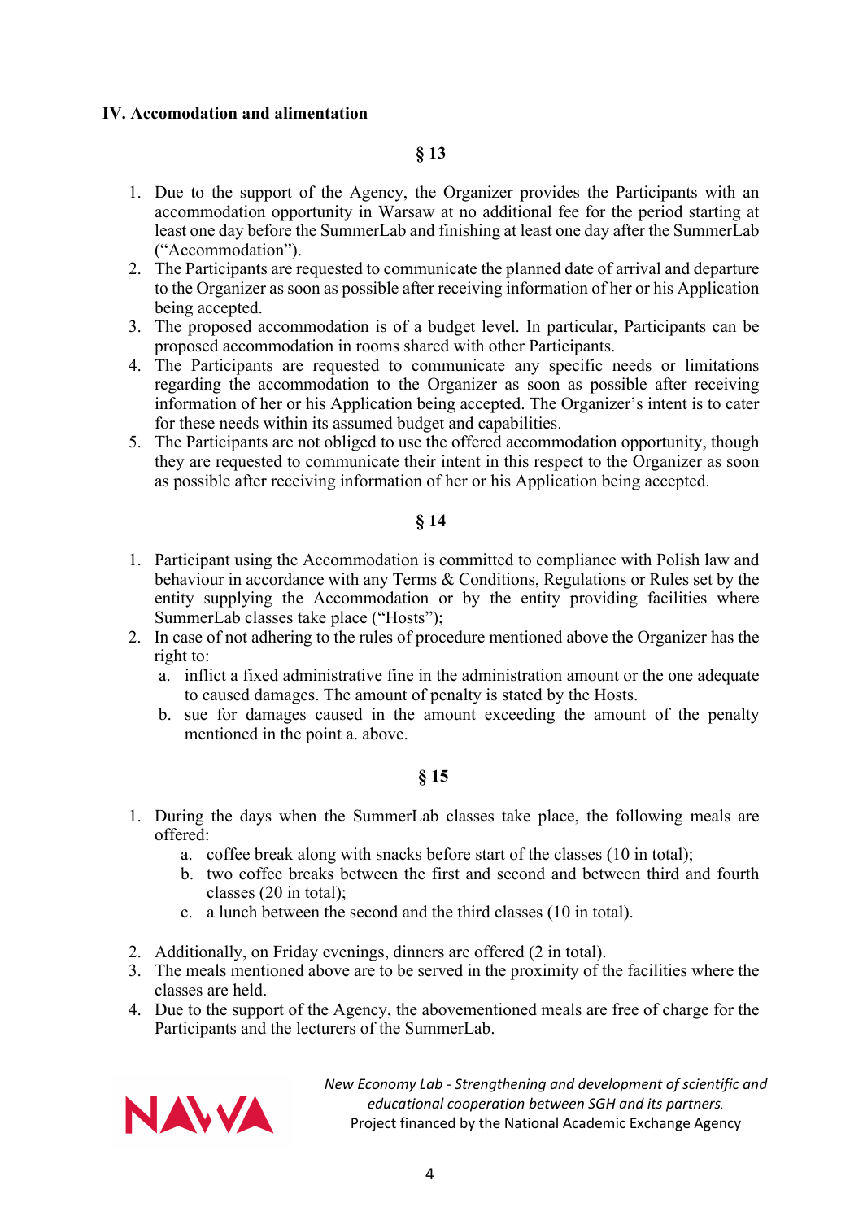## IV. Accomodation and alimentation

### § 13

1. Due to the support of the Agency, the Organizer provides the Participants with an accommodation opportunity in Warsaw at no additional fee for the period starting at least one day before the SummerLab and finishing at least one day after the SummerLab ("Accommodation").
2. The Participants are requested to communicate the planned date of arrival and departure to the Organizer as soon as possible after receiving information of her or his Application being accepted.
3. The proposed accommodation is of a budget level. In particular, Participants can be proposed accommodation in rooms shared with other Participants.
4. The Participants are requested to communicate any specific needs or limitations regarding the accommodation to the Organizer as soon as possible after receiving information of her or his Application being accepted. The Organizer's intent is to cater for these needs within its assumed budget and capabilities.
5. The Participants are not obliged to use the offered accommodation opportunity, though they are requested to communicate their intent in this respect to the Organizer as soon as possible after receiving information of her or his Application being accepted.

### § 14

1. Participant using the Accommodation is committed to compliance with Polish law and behaviour in accordance with any Terms & Conditions, Regulations or Rules set by the entity supplying the Accommodation or by the entity providing facilities where SummerLab classes take place ("Hosts");
2. In case of not adhering to the rules of procedure mentioned above the Organizer has the right to:
   a. inflict a fixed administrative fine in the administration amount or the one adequate to caused damages. The amount of penalty is stated by the Hosts.
   b. sue for damages caused in the amount exceeding the amount of the penalty mentioned in the point a. above.

### § 15

1. During the days when the SummerLab classes take place, the following meals are offered:
   a. coffee break along with snacks before start of the classes (10 in total);
   b. two coffee breaks between the first and second and between third and fourth classes (20 in total);
   c. a lunch between the second and the third classes (10 in total).
2. Additionally, on Friday evenings, dinners are offered (2 in total).
3. The meals mentioned above are to be served in the proximity of the facilities where the classes are held.
4. Due to the support of the Agency, the abovementioned meals are free of charge for the Participants and the lecturers of the SummerLab.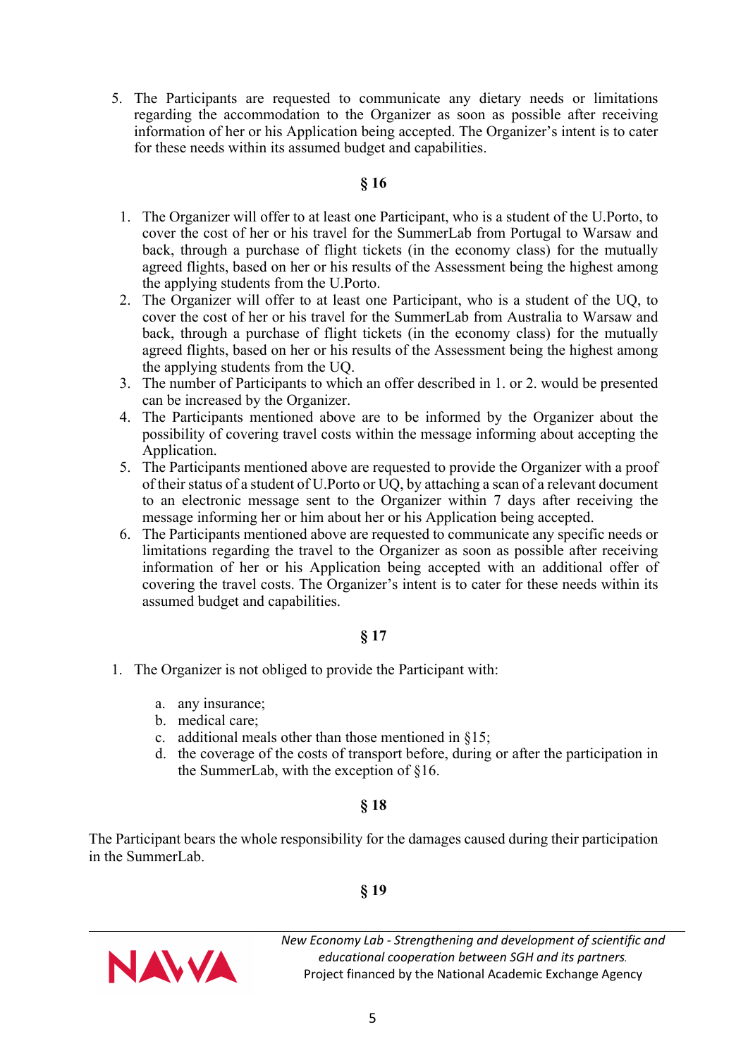5. The Participants are requested to communicate any dietary needs or limitations regarding the accommodation to the Organizer as soon as possible after receiving information of her or his Application being accepted. The Organizer's intent is to cater for these needs within its assumed budget and capabilities.

## § 16

1. The Organizer will offer to at least one Participant, who is a student of the U.Porto, to cover the cost of her or his travel for the SummerLab from Portugal to Warsaw and back, through a purchase of flight tickets (in the economy class) for the mutually agreed flights, based on her or his results of the Assessment being the highest among the applying students from the U.Porto.
2. The Organizer will offer to at least one Participant, who is a student of the UQ, to cover the cost of her or his travel for the SummerLab from Australia to Warsaw and back, through a purchase of flight tickets (in the economy class) for the mutually agreed flights, based on her or his results of the Assessment being the highest among the applying students from the UQ.
3. The number of Participants to which an offer described in 1. or 2. would be presented can be increased by the Organizer.
4. The Participants mentioned above are to be informed by the Organizer about the possibility of covering travel costs within the message informing about accepting the Application.
5. The Participants mentioned above are requested to provide the Organizer with a proof of their status of a student of U.Porto or UQ, by attaching a scan of a relevant document to an electronic message sent to the Organizer within 7 days after receiving the message informing her or him about her or his Application being accepted.
6. The Participants mentioned above are requested to communicate any specific needs or limitations regarding the travel to the Organizer as soon as possible after receiving information of her or his Application being accepted with an additional offer of covering the travel costs. The Organizer's intent is to cater for these needs within its assumed budget and capabilities.

## § 17

1. The Organizer is not obliged to provide the Participant with:

   a. any insurance;
   b. medical care;
   c. additional meals other than those mentioned in §15;
   d. the coverage of the costs of transport before, during or after the participation in the SummerLab, with the exception of §16.

## § 18

The Participant bears the whole responsibility for the damages caused during their participation in the SummerLab.

## § 19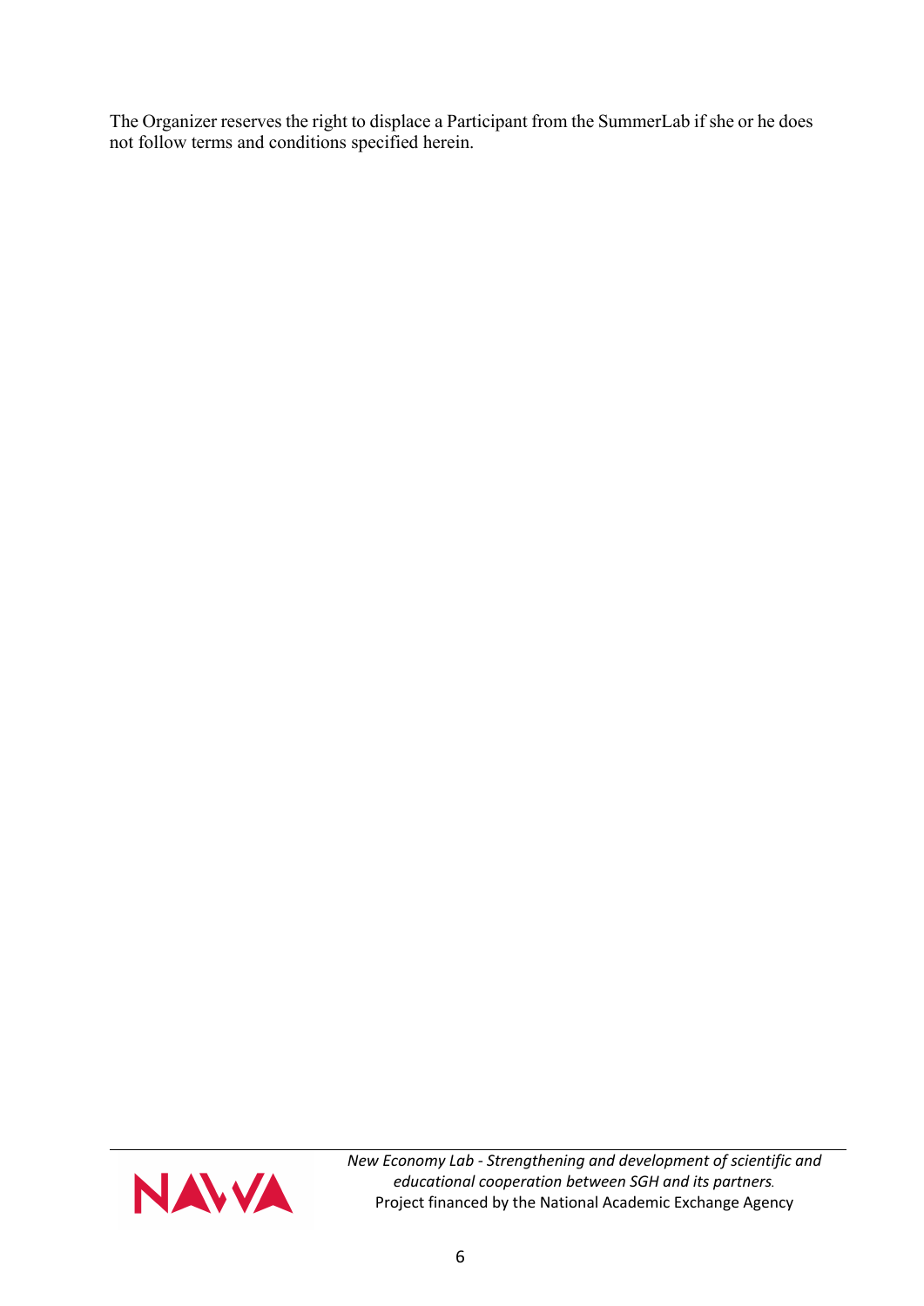The Organizer reserves the right to displace a Participant from the SummerLab if she or he does not follow terms and conditions specified herein.